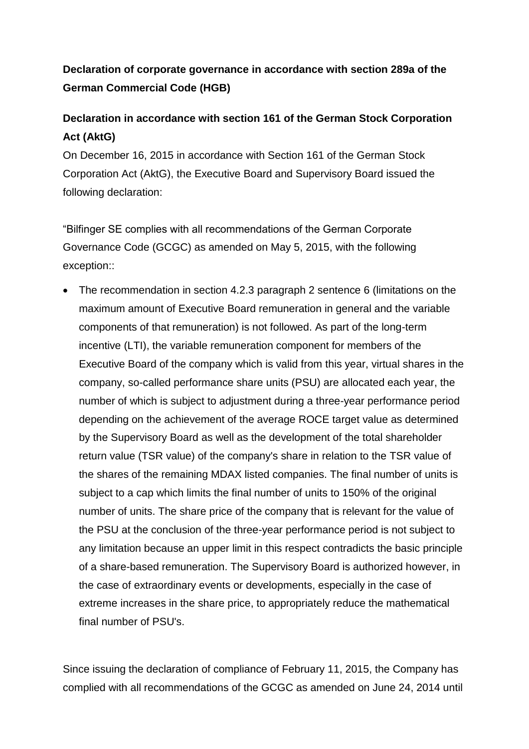**Declaration of corporate governance in accordance with section 289a of the German Commercial Code (HGB)**

**Declaration in accordance with section 161 of the German Stock Corporation Act (AktG)**

On December 16, 2015 in accordance with Section 161 of the German Stock Corporation Act (AktG), the Executive Board and Supervisory Board issued the following declaration:

"Bilfinger SE complies with all recommendations of the German Corporate Governance Code (GCGC) as amended on May 5, 2015, with the following exception::

- The recommendation in section 4.2.3 paragraph 2 sentence 6 (limitations on the maximum amount of Executive Board remuneration in general and the variable components of that remuneration) is not followed. As part of the long-term incentive (LTI), the variable remuneration component for members of the Executive Board of the company which is valid from this year, virtual shares in the company, so-called performance share units (PSU) are allocated each year, the number of which is subject to adjustment during a three-year performance period depending on the achievement of the average ROCE target value as determined by the Supervisory Board as well as the development of the total shareholder return value (TSR value) of the company's share in relation to the TSR value of the shares of the remaining MDAX listed companies. The final number of units is subject to a cap which limits the final number of units to 150% of the original number of units. The share price of the company that is relevant for the value of the PSU at the conclusion of the three-year performance period is not subject to any limitation because an upper limit in this respect contradicts the basic principle of a share-based remuneration. The Supervisory Board is authorized however, in the case of extraordinary events or developments, especially in the case of extreme increases in the share price, to appropriately reduce the mathematical final number of PSU's.

Since issuing the declaration of compliance of February 11, 2015, the Company has complied with all recommendations of the GCGC as amended on June 24, 2014 until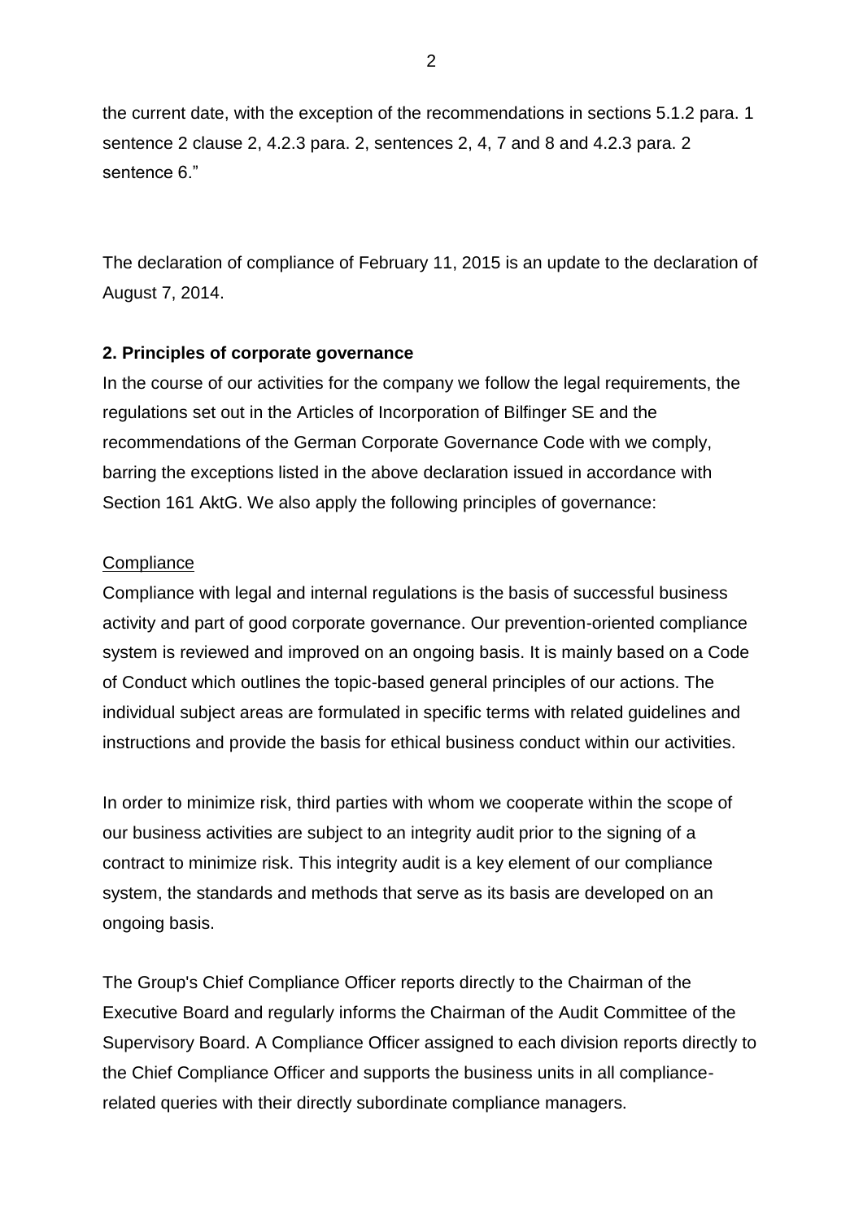the current date, with the exception of the recommendations in sections 5.1.2 para. 1 sentence 2 clause 2, 4.2.3 para. 2, sentences 2, 4, 7 and 8 and 4.2.3 para. 2 sentence 6."

The declaration of compliance of February 11, 2015 is an update to the declaration of August 7, 2014.

**2. Principles of corporate governance**

In the course of our activities for the company we follow the legal requirements, the regulations set out in the Articles of Incorporation of Bilfinger SE and the recommendations of the German Corporate Governance Code with we comply, barring the exceptions listed in the above declaration issued in accordance with Section 161 AktG. We also apply the following principles of governance:

<u>Compliance</u>

Compliance with legal and internal regulations is the basis of successful business activity and part of good corporate governance. Our prevention-oriented compliance system is reviewed and improved on an ongoing basis. It is mainly based on a Code of Conduct which outlines the topic-based general principles of our actions. The individual subject areas are formulated in specific terms with related guidelines and instructions and provide the basis for ethical business conduct within our activities.

In order to minimize risk, third parties with whom we cooperate within the scope of our business activities are subject to an integrity audit prior to the signing of a contract to minimize risk. This integrity audit is a key element of our compliance system, the standards and methods that serve as its basis are developed on an ongoing basis.

The Group's Chief Compliance Officer reports directly to the Chairman of the Executive Board and regularly informs the Chairman of the Audit Committee of the Supervisory Board. A Compliance Officer assigned to each division reports directly to the Chief Compliance Officer and supports the business units in all compliance-related queries with their directly subordinate compliance managers.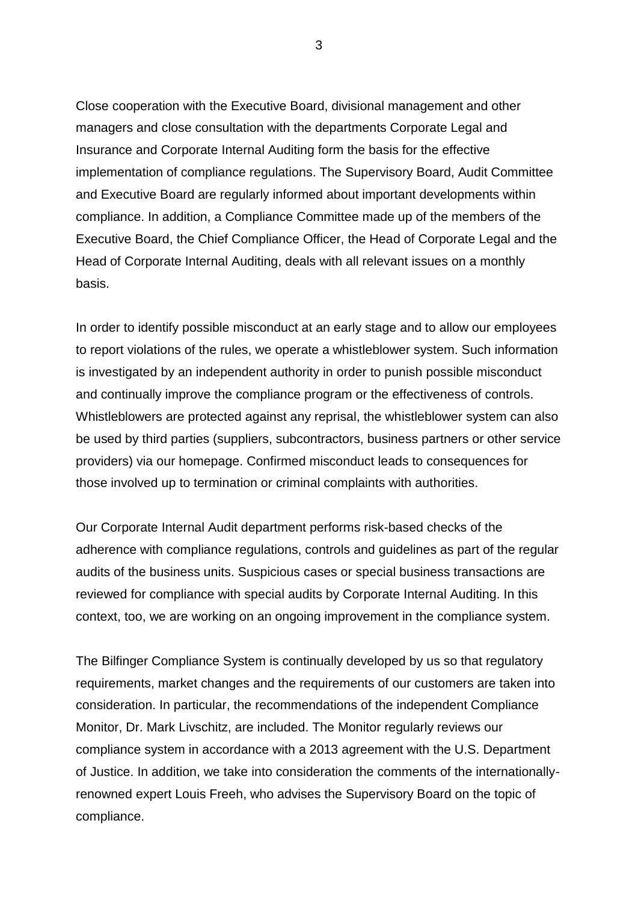Close cooperation with the Executive Board, divisional management and other managers and close consultation with the departments Corporate Legal and Insurance and Corporate Internal Auditing form the basis for the effective implementation of compliance regulations. The Supervisory Board, Audit Committee and Executive Board are regularly informed about important developments within compliance. In addition, a Compliance Committee made up of the members of the Executive Board, the Chief Compliance Officer, the Head of Corporate Legal and the Head of Corporate Internal Auditing, deals with all relevant issues on a monthly basis.

In order to identify possible misconduct at an early stage and to allow our employees to report violations of the rules, we operate a whistleblower system. Such information is investigated by an independent authority in order to punish possible misconduct and continually improve the compliance program or the effectiveness of controls. Whistleblowers are protected against any reprisal, the whistleblower system can also be used by third parties (suppliers, subcontractors, business partners or other service providers) via our homepage. Confirmed misconduct leads to consequences for those involved up to termination or criminal complaints with authorities.

Our Corporate Internal Audit department performs risk-based checks of the adherence with compliance regulations, controls and guidelines as part of the regular audits of the business units. Suspicious cases or special business transactions are reviewed for compliance with special audits by Corporate Internal Auditing. In this context, too, we are working on an ongoing improvement in the compliance system.

The Bilfinger Compliance System is continually developed by us so that regulatory requirements, market changes and the requirements of our customers are taken into consideration. In particular, the recommendations of the independent Compliance Monitor, Dr. Mark Livschitz, are included. The Monitor regularly reviews our compliance system in accordance with a 2013 agreement with the U.S. Department of Justice. In addition, we take into consideration the comments of the internationally-renowned expert Louis Freeh, who advises the Supervisory Board on the topic of compliance.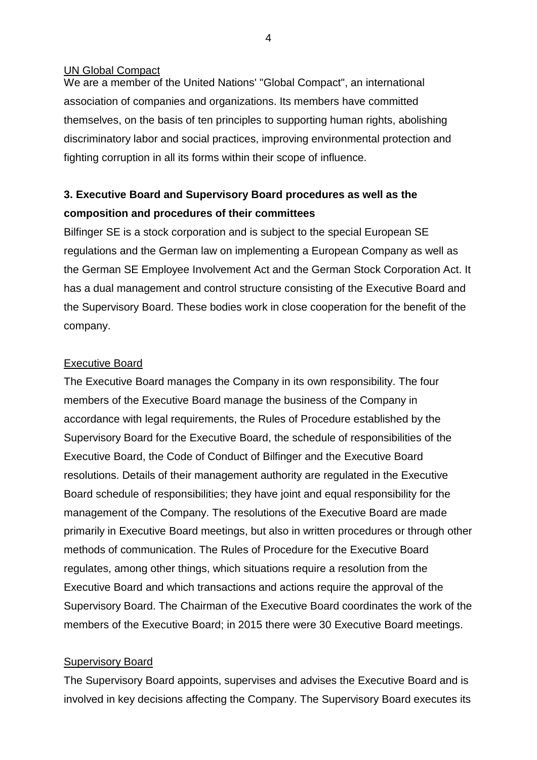UN Global Compact

We are a member of the United Nations' "Global Compact", an international association of companies and organizations. Its members have committed themselves, on the basis of ten principles to supporting human rights, abolishing discriminatory labor and social practices, improving environmental protection and fighting corruption in all its forms within their scope of influence.

## 3. Executive Board and Supervisory Board procedures as well as the composition and procedures of their committees

Bilfinger SE is a stock corporation and is subject to the special European SE regulations and the German law on implementing a European Company as well as the German SE Employee Involvement Act and the German Stock Corporation Act. It has a dual management and control structure consisting of the Executive Board and the Supervisory Board. These bodies work in close cooperation for the benefit of the company.

Executive Board

The Executive Board manages the Company in its own responsibility. The four members of the Executive Board manage the business of the Company in accordance with legal requirements, the Rules of Procedure established by the Supervisory Board for the Executive Board, the schedule of responsibilities of the Executive Board, the Code of Conduct of Bilfinger and the Executive Board resolutions. Details of their management authority are regulated in the Executive Board schedule of responsibilities; they have joint and equal responsibility for the management of the Company. The resolutions of the Executive Board are made primarily in Executive Board meetings, but also in written procedures or through other methods of communication. The Rules of Procedure for the Executive Board regulates, among other things, which situations require a resolution from the Executive Board and which transactions and actions require the approval of the Supervisory Board. The Chairman of the Executive Board coordinates the work of the members of the Executive Board; in 2015 there were 30 Executive Board meetings.

Supervisory Board

The Supervisory Board appoints, supervises and advises the Executive Board and is involved in key decisions affecting the Company. The Supervisory Board executes its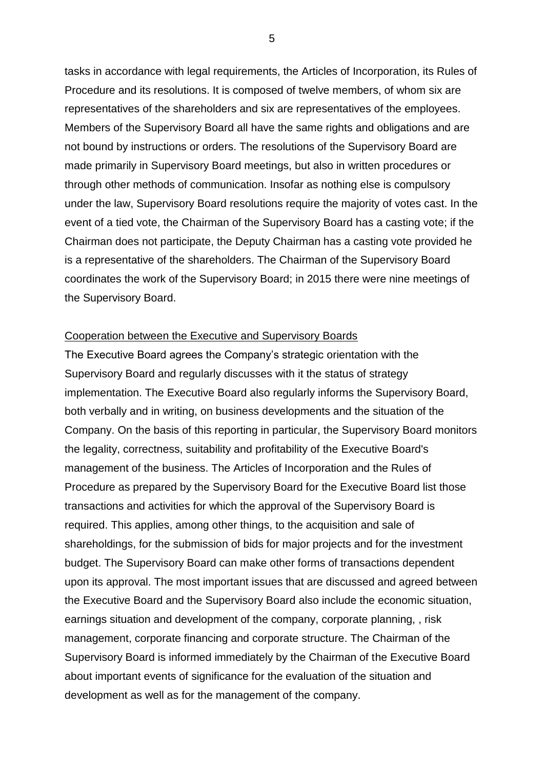tasks in accordance with legal requirements, the Articles of Incorporation, its Rules of Procedure and its resolutions. It is composed of twelve members, of whom six are representatives of the shareholders and six are representatives of the employees. Members of the Supervisory Board all have the same rights and obligations and are not bound by instructions or orders. The resolutions of the Supervisory Board are made primarily in Supervisory Board meetings, but also in written procedures or through other methods of communication. Insofar as nothing else is compulsory under the law, Supervisory Board resolutions require the majority of votes cast. In the event of a tied vote, the Chairman of the Supervisory Board has a casting vote; if the Chairman does not participate, the Deputy Chairman has a casting vote provided he is a representative of the shareholders. The Chairman of the Supervisory Board coordinates the work of the Supervisory Board; in 2015 there were nine meetings of the Supervisory Board.

Cooperation between the Executive and Supervisory Boards

The Executive Board agrees the Company's strategic orientation with the Supervisory Board and regularly discusses with it the status of strategy implementation. The Executive Board also regularly informs the Supervisory Board, both verbally and in writing, on business developments and the situation of the Company. On the basis of this reporting in particular, the Supervisory Board monitors the legality, correctness, suitability and profitability of the Executive Board's management of the business. The Articles of Incorporation and the Rules of Procedure as prepared by the Supervisory Board for the Executive Board list those transactions and activities for which the approval of the Supervisory Board is required. This applies, among other things, to the acquisition and sale of shareholdings, for the submission of bids for major projects and for the investment budget. The Supervisory Board can make other forms of transactions dependent upon its approval. The most important issues that are discussed and agreed between the Executive Board and the Supervisory Board also include the economic situation, earnings situation and development of the company, corporate planning, , risk management, corporate financing and corporate structure. The Chairman of the Supervisory Board is informed immediately by the Chairman of the Executive Board about important events of significance for the evaluation of the situation and development as well as for the management of the company.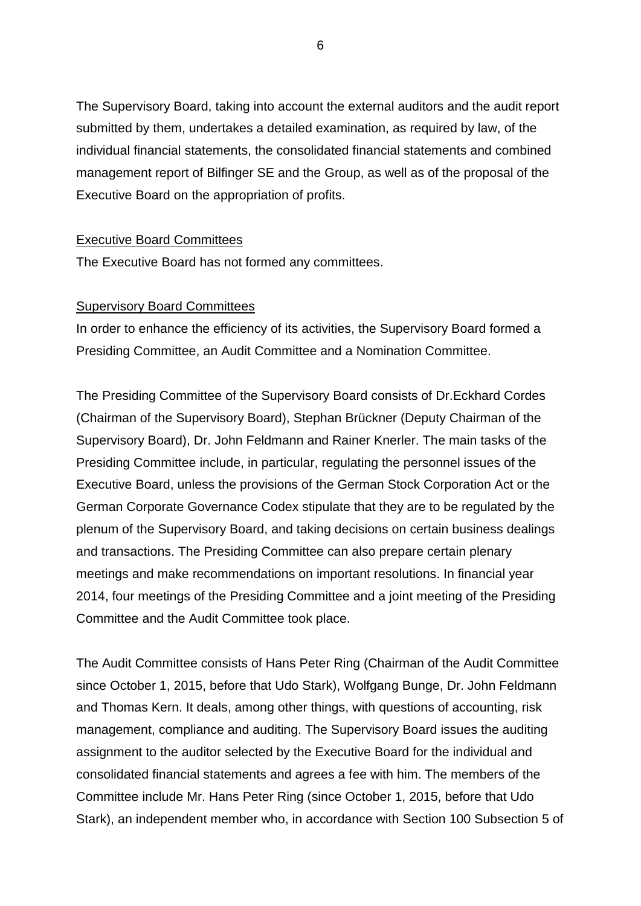The Supervisory Board, taking into account the external auditors and the audit report submitted by them, undertakes a detailed examination, as required by law, of the individual financial statements, the consolidated financial statements and combined management report of Bilfinger SE and the Group, as well as of the proposal of the Executive Board on the appropriation of profits.

<u>Executive Board Committees</u>

The Executive Board has not formed any committees.

<u>Supervisory Board Committees</u>

In order to enhance the efficiency of its activities, the Supervisory Board formed a Presiding Committee, an Audit Committee and a Nomination Committee.

The Presiding Committee of the Supervisory Board consists of Dr.Eckhard Cordes (Chairman of the Supervisory Board), Stephan Brückner (Deputy Chairman of the Supervisory Board), Dr. John Feldmann and Rainer Knerler. The main tasks of the Presiding Committee include, in particular, regulating the personnel issues of the Executive Board, unless the provisions of the German Stock Corporation Act or the German Corporate Governance Codex stipulate that they are to be regulated by the plenum of the Supervisory Board, and taking decisions on certain business dealings and transactions. The Presiding Committee can also prepare certain plenary meetings and make recommendations on important resolutions. In financial year 2014, four meetings of the Presiding Committee and a joint meeting of the Presiding Committee and the Audit Committee took place.

The Audit Committee consists of Hans Peter Ring (Chairman of the Audit Committee since October 1, 2015, before that Udo Stark), Wolfgang Bunge, Dr. John Feldmann and Thomas Kern. It deals, among other things, with questions of accounting, risk management, compliance and auditing. The Supervisory Board issues the auditing assignment to the auditor selected by the Executive Board for the individual and consolidated financial statements and agrees a fee with him. The members of the Committee include Mr. Hans Peter Ring (since October 1, 2015, before that Udo Stark), an independent member who, in accordance with Section 100 Subsection 5 of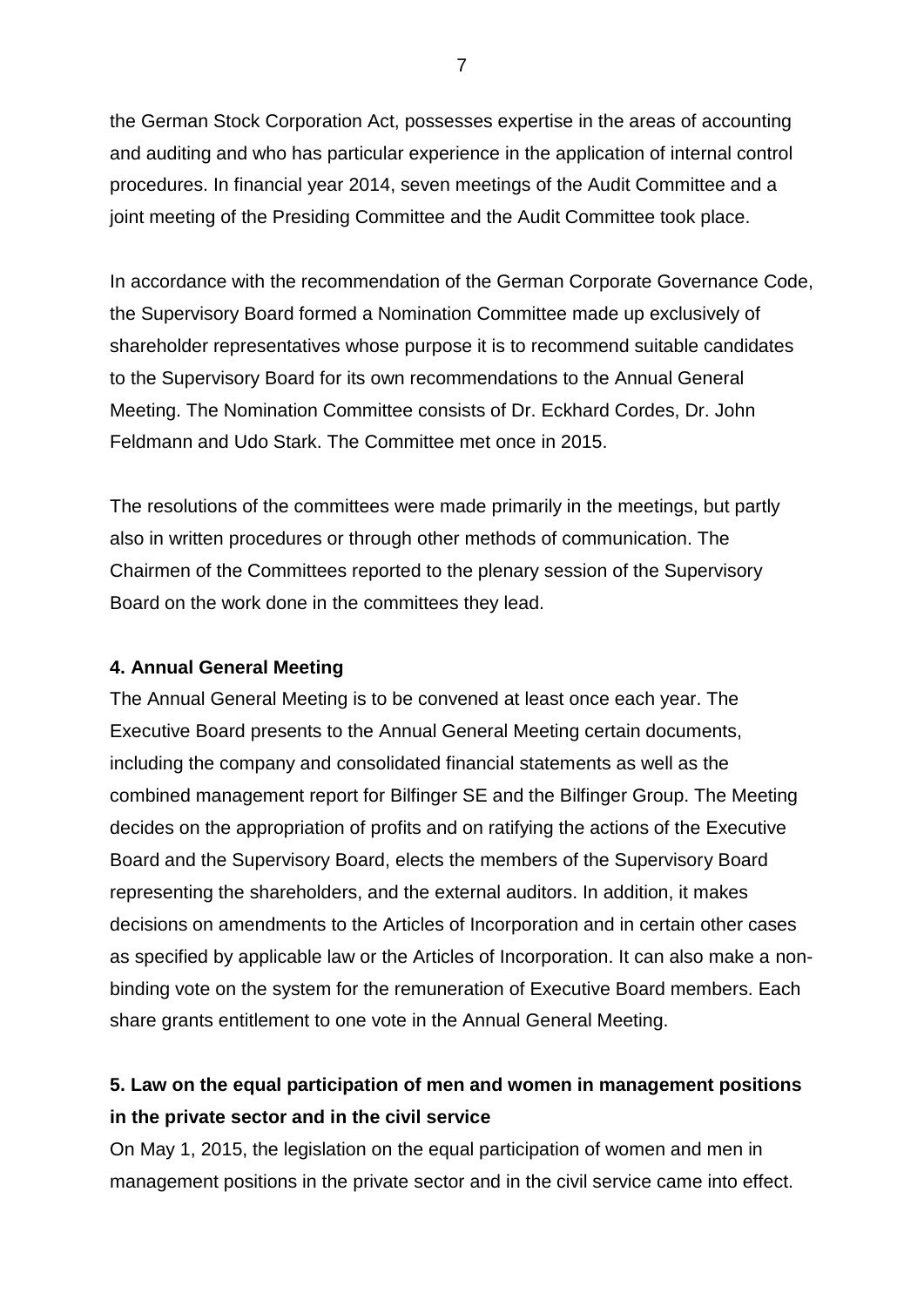the German Stock Corporation Act, possesses expertise in the areas of accounting and auditing and who has particular experience in the application of internal control procedures. In financial year 2014, seven meetings of the Audit Committee and a joint meeting of the Presiding Committee and the Audit Committee took place.

In accordance with the recommendation of the German Corporate Governance Code, the Supervisory Board formed a Nomination Committee made up exclusively of shareholder representatives whose purpose it is to recommend suitable candidates to the Supervisory Board for its own recommendations to the Annual General Meeting. The Nomination Committee consists of Dr. Eckhard Cordes, Dr. John Feldmann and Udo Stark. The Committee met once in 2015.

The resolutions of the committees were made primarily in the meetings, but partly also in written procedures or through other methods of communication. The Chairmen of the Committees reported to the plenary session of the Supervisory Board on the work done in the committees they lead.

**4. Annual General Meeting**

The Annual General Meeting is to be convened at least once each year. The Executive Board presents to the Annual General Meeting certain documents, including the company and consolidated financial statements as well as the combined management report for Bilfinger SE and the Bilfinger Group. The Meeting decides on the appropriation of profits and on ratifying the actions of the Executive Board and the Supervisory Board, elects the members of the Supervisory Board representing the shareholders, and the external auditors. In addition, it makes decisions on amendments to the Articles of Incorporation and in certain other cases as specified by applicable law or the Articles of Incorporation. It can also make a non-binding vote on the system for the remuneration of Executive Board members. Each share grants entitlement to one vote in the Annual General Meeting.

**5. Law on the equal participation of men and women in management positions in the private sector and in the civil service**

On May 1, 2015, the legislation on the equal participation of women and men in management positions in the private sector and in the civil service came into effect.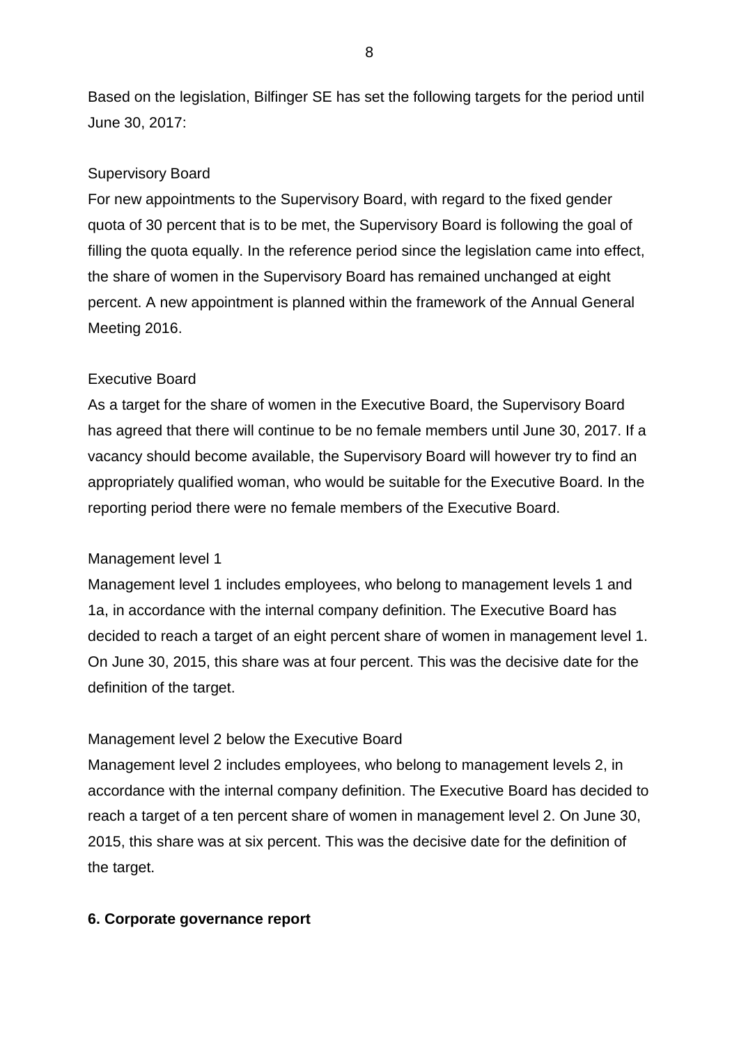Based on the legislation, Bilfinger SE has set the following targets for the period until June 30, 2017:

Supervisory Board

For new appointments to the Supervisory Board, with regard to the fixed gender quota of 30 percent that is to be met, the Supervisory Board is following the goal of filling the quota equally. In the reference period since the legislation came into effect, the share of women in the Supervisory Board has remained unchanged at eight percent. A new appointment is planned within the framework of the Annual General Meeting 2016.

Executive Board

As a target for the share of women in the Executive Board, the Supervisory Board has agreed that there will continue to be no female members until June 30, 2017. If a vacancy should become available, the Supervisory Board will however try to find an appropriately qualified woman, who would be suitable for the Executive Board. In the reporting period there were no female members of the Executive Board.

Management level 1

Management level 1 includes employees, who belong to management levels 1 and 1a, in accordance with the internal company definition. The Executive Board has decided to reach a target of an eight percent share of women in management level 1. On June 30, 2015, this share was at four percent. This was the decisive date for the definition of the target.

Management level 2 below the Executive Board

Management level 2 includes employees, who belong to management levels 2, in accordance with the internal company definition. The Executive Board has decided to reach a target of a ten percent share of women in management level 2. On June 30, 2015, this share was at six percent. This was the decisive date for the definition of the target.

## 6. Corporate governance report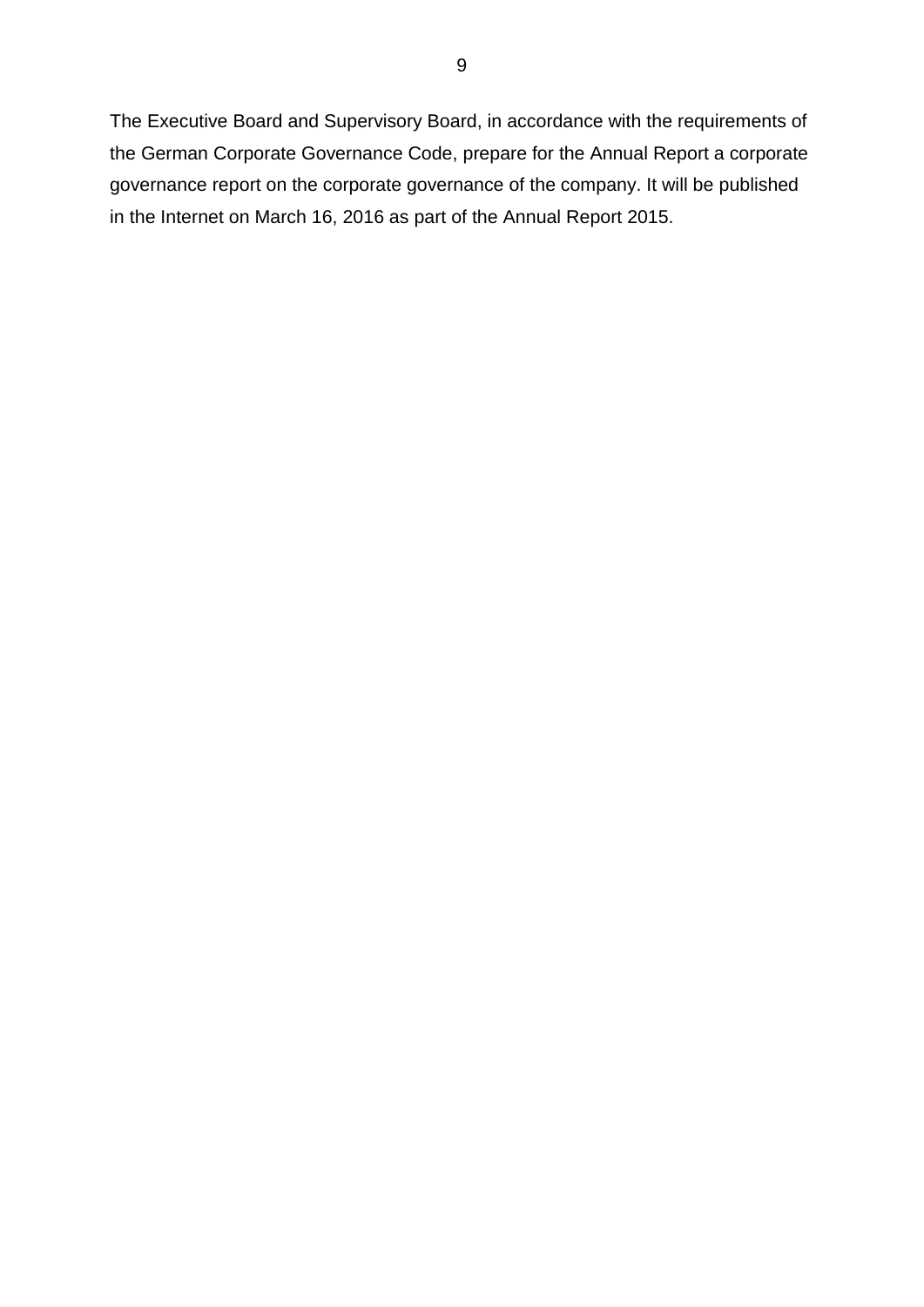The Executive Board and Supervisory Board, in accordance with the requirements of the German Corporate Governance Code, prepare for the Annual Report a corporate governance report on the corporate governance of the company. It will be published in the Internet on March 16, 2016 as part of the Annual Report 2015.